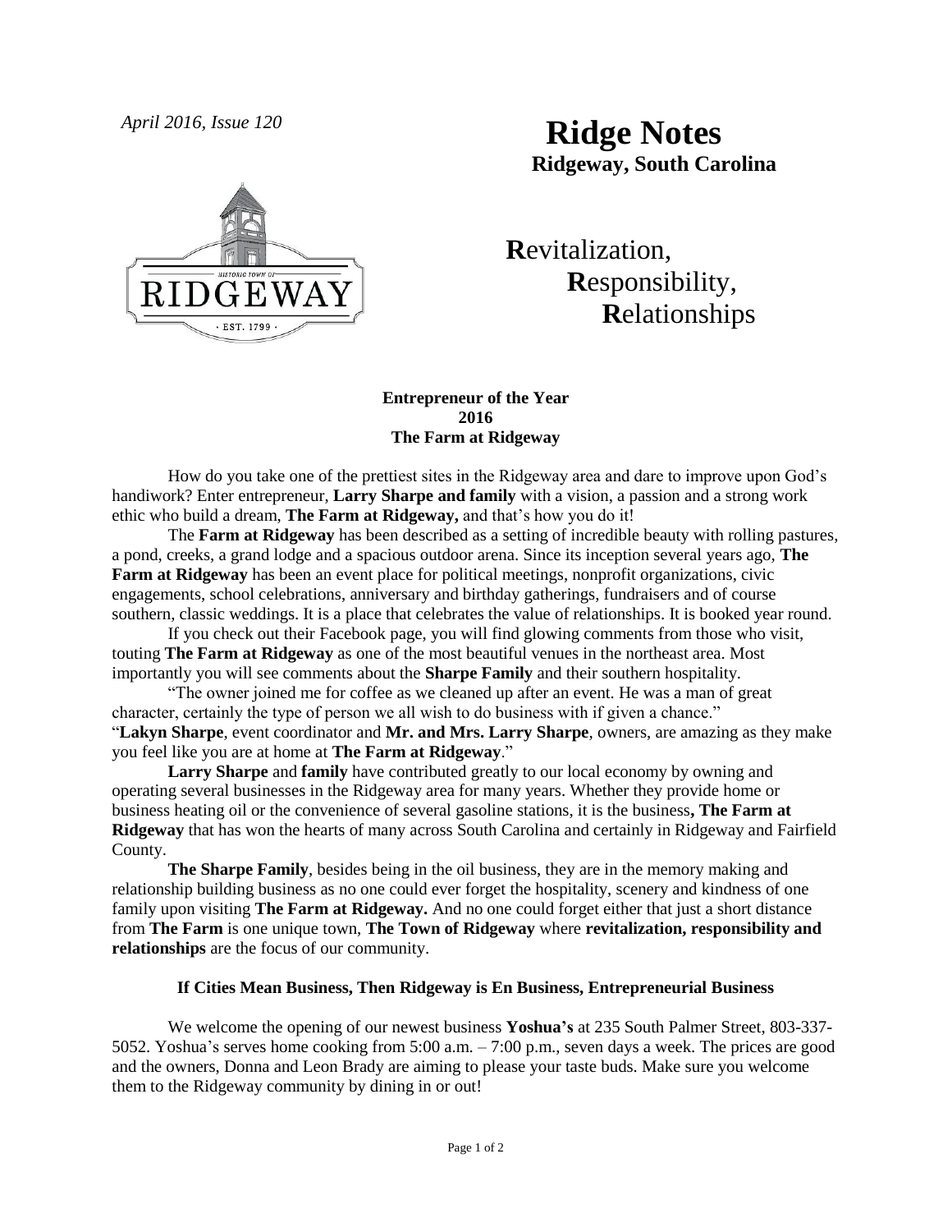*April 2016, Issue 120*

# Ridge Notes

**Ridgeway, South Carolina**

**R**evitalization,
**R**esponsibility,
**R**elationships

### Entrepreneur of the Year 2016 The Farm at Ridgeway

How do you take one of the prettiest sites in the Ridgeway area and dare to improve upon God's handiwork? Enter entrepreneur, **Larry Sharpe and family** with a vision, a passion and a strong work ethic who build a dream, **The Farm at Ridgeway,** and that's how you do it!

The **Farm at Ridgeway** has been described as a setting of incredible beauty with rolling pastures, a pond, creeks, a grand lodge and a spacious outdoor arena. Since its inception several years ago, **The Farm at Ridgeway** has been an event place for political meetings, nonprofit organizations, civic engagements, school celebrations, anniversary and birthday gatherings, fundraisers and of course southern, classic weddings. It is a place that celebrates the value of relationships. It is booked year round.

If you check out their Facebook page, you will find glowing comments from those who visit, touting **The Farm at Ridgeway** as one of the most beautiful venues in the northeast area. Most importantly you will see comments about the **Sharpe Family** and their southern hospitality.

"The owner joined me for coffee as we cleaned up after an event. He was a man of great character, certainly the type of person we all wish to do business with if given a chance."
"**Lakyn Sharpe**, event coordinator and **Mr. and Mrs. Larry Sharpe**, owners, are amazing as they make you feel like you are at home at **The Farm at Ridgeway**."

**Larry Sharpe** and **family** have contributed greatly to our local economy by owning and operating several businesses in the Ridgeway area for many years. Whether they provide home or business heating oil or the convenience of several gasoline stations, it is the business**, The Farm at Ridgeway** that has won the hearts of many across South Carolina and certainly in Ridgeway and Fairfield County.

**The Sharpe Family**, besides being in the oil business, they are in the memory making and relationship building business as no one could ever forget the hospitality, scenery and kindness of one family upon visiting **The Farm at Ridgeway.** And no one could forget either that just a short distance from **The Farm** is one unique town, **The Town of Ridgeway** where **revitalization, responsibility and relationships** are the focus of our community.

### If Cities Mean Business, Then Ridgeway is En Business, Entrepreneurial Business

We welcome the opening of our newest business **Yoshua's** at 235 South Palmer Street, 803-337-5052. Yoshua's serves home cooking from 5:00 a.m. – 7:00 p.m., seven days a week. The prices are good and the owners, Donna and Leon Brady are aiming to please your taste buds. Make sure you welcome them to the Ridgeway community by dining in or out!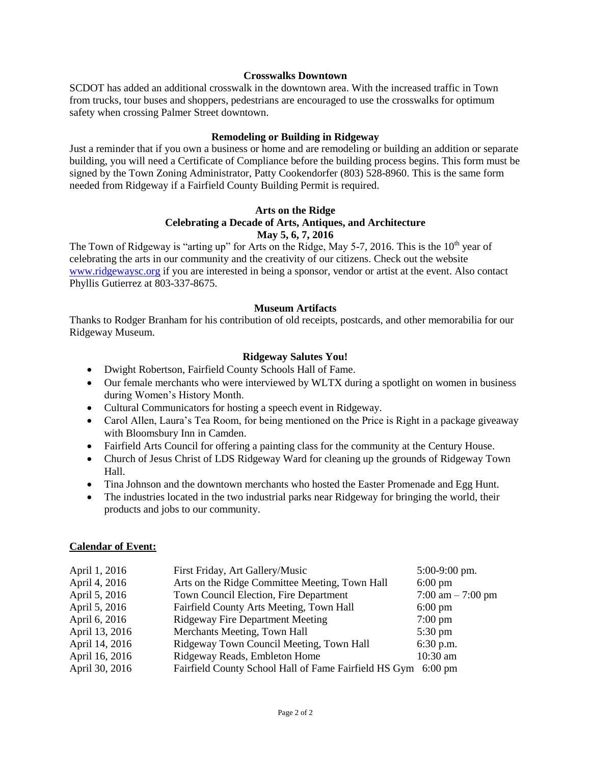### Crosswalks Downtown

SCDOT has added an additional crosswalk in the downtown area. With the increased traffic in Town from trucks, tour buses and shoppers, pedestrians are encouraged to use the crosswalks for optimum safety when crossing Palmer Street downtown.

### Remodeling or Building in Ridgeway

Just a reminder that if you own a business or home and are remodeling or building an addition or separate building, you will need a Certificate of Compliance before the building process begins. This form must be signed by the Town Zoning Administrator, Patty Cookendorfer (803) 528-8960. This is the same form needed from Ridgeway if a Fairfield County Building Permit is required.

### Arts on the Ridge
### Celebrating a Decade of Arts, Antiques, and Architecture
### May 5, 6, 7, 2016

The Town of Ridgeway is "arting up" for Arts on the Ridge, May 5-7, 2016. This is the 10th year of celebrating the arts in our community and the creativity of our citizens. Check out the website www.ridgewaysc.org if you are interested in being a sponsor, vendor or artist at the event. Also contact Phyllis Gutierrez at 803-337-8675.

### Museum Artifacts

Thanks to Rodger Branham for his contribution of old receipts, postcards, and other memorabilia for our Ridgeway Museum.

### Ridgeway Salutes You!

- Dwight Robertson, Fairfield County Schools Hall of Fame.
- Our female merchants who were interviewed by WLTX during a spotlight on women in business during Women's History Month.
- Cultural Communicators for hosting a speech event in Ridgeway.
- Carol Allen, Laura's Tea Room, for being mentioned on the Price is Right in a package giveaway with Bloomsbury Inn in Camden.
- Fairfield Arts Council for offering a painting class for the community at the Century House.
- Church of Jesus Christ of LDS Ridgeway Ward for cleaning up the grounds of Ridgeway Town Hall.
- Tina Johnson and the downtown merchants who hosted the Easter Promenade and Egg Hunt.
- The industries located in the two industrial parks near Ridgeway for bringing the world, their products and jobs to our community.

**Calendar of Event:**

| | | |
|---|---|---|
| April 1, 2016 | First Friday, Art Gallery/Music | 5:00-9:00 pm. |
| April 4, 2016 | Arts on the Ridge Committee Meeting, Town Hall | 6:00 pm |
| April 5, 2016 | Town Council Election, Fire Department | 7:00 am – 7:00 pm |
| April 5, 2016 | Fairfield County Arts Meeting, Town Hall | 6:00 pm |
| April 6, 2016 | Ridgeway Fire Department Meeting | 7:00 pm |
| April 13, 2016 | Merchants Meeting, Town Hall | 5:30 pm |
| April 14, 2016 | Ridgeway Town Council Meeting, Town Hall | 6:30 p.m. |
| April 16, 2016 | Ridgeway Reads, Embleton Home | 10:30 am |
| April 30, 2016 | Fairfield County School Hall of Fame Fairfield HS Gym | 6:00 pm |